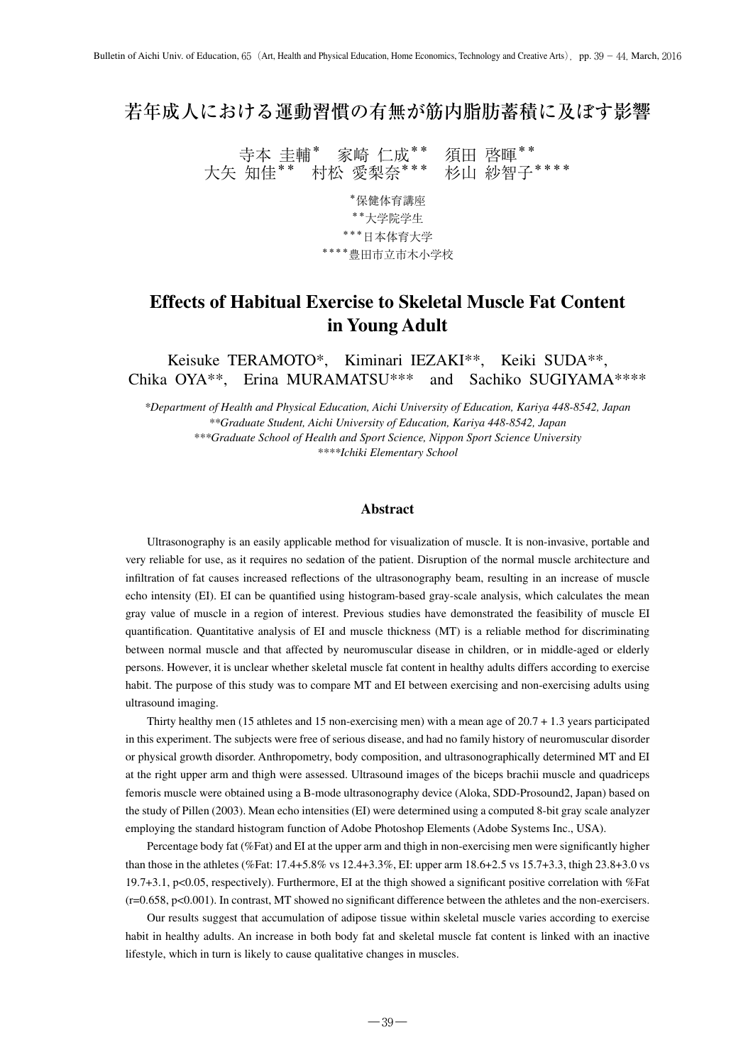# 若年成人における運動習慣の有無が筋内脂肪蓄積に及ぼす影響

寺本 圭輔[*]　家崎 仁成[**]　須田 啓暉[**]
大矢 知佳[**]　村松 愛梨奈[***]　杉山 紗智子[****]

[*]保健体育講座
[**]大学院学生
[***]日本体育大学
[****]豊田市立市木小学校

# Effects of Habitual Exercise to Skeletal Muscle Fat Content in Young Adult

Keisuke TERAMOTO*,　Kiminari IEZAKI**,　Keiki SUDA**,
Chika OYA**,　Erina MURAMATSU***　and　Sachiko SUGIYAMA****

*\*Department of Health and Physical Education, Aichi University of Education, Kariya 448-8542, Japan*
*\*\*Graduate Student, Aichi University of Education, Kariya 448-8542, Japan*
*\*\*\*Graduate School of Health and Sport Science, Nippon Sport Science University*
*\*\*\*\*Ichiki Elementary School*

## Abstract

Ultrasonography is an easily applicable method for visualization of muscle. It is non-invasive, portable and very reliable for use, as it requires no sedation of the patient. Disruption of the normal muscle architecture and infiltration of fat causes increased reflections of the ultrasonography beam, resulting in an increase of muscle echo intensity (EI). EI can be quantified using histogram-based gray-scale analysis, which calculates the mean gray value of muscle in a region of interest. Previous studies have demonstrated the feasibility of muscle EI quantification. Quantitative analysis of EI and muscle thickness (MT) is a reliable method for discriminating between normal muscle and that affected by neuromuscular disease in children, or in middle-aged or elderly persons. However, it is unclear whether skeletal muscle fat content in healthy adults differs according to exercise habit. The purpose of this study was to compare MT and EI between exercising and non-exercising adults using ultrasound imaging.

Thirty healthy men (15 athletes and 15 non-exercising men) with a mean age of 20.7 + 1.3 years participated in this experiment. The subjects were free of serious disease, and had no family history of neuromuscular disorder or physical growth disorder. Anthropometry, body composition, and ultrasonographically determined MT and EI at the right upper arm and thigh were assessed. Ultrasound images of the biceps brachii muscle and quadriceps femoris muscle were obtained using a B-mode ultrasonography device (Aloka, SDD-Prosound2, Japan) based on the study of Pillen (2003). Mean echo intensities (EI) were determined using a computed 8-bit gray scale analyzer employing the standard histogram function of Adobe Photoshop Elements (Adobe Systems Inc., USA).

Percentage body fat (%Fat) and EI at the upper arm and thigh in non-exercising men were significantly higher than those in the athletes (%Fat: 17.4+5.8% vs 12.4+3.3%, EI: upper arm 18.6+2.5 vs 15.7+3.3, thigh 23.8+3.0 vs 19.7+3.1, $p<0.05$, respectively). Furthermore, EI at the thigh showed a significant positive correlation with %Fat ($r=0.658$, $p<0.001$). In contrast, MT showed no significant difference between the athletes and the non-exercisers.

Our results suggest that accumulation of adipose tissue within skeletal muscle varies according to exercise habit in healthy adults. An increase in both body fat and skeletal muscle fat content is linked with an inactive lifestyle, which in turn is likely to cause qualitative changes in muscles.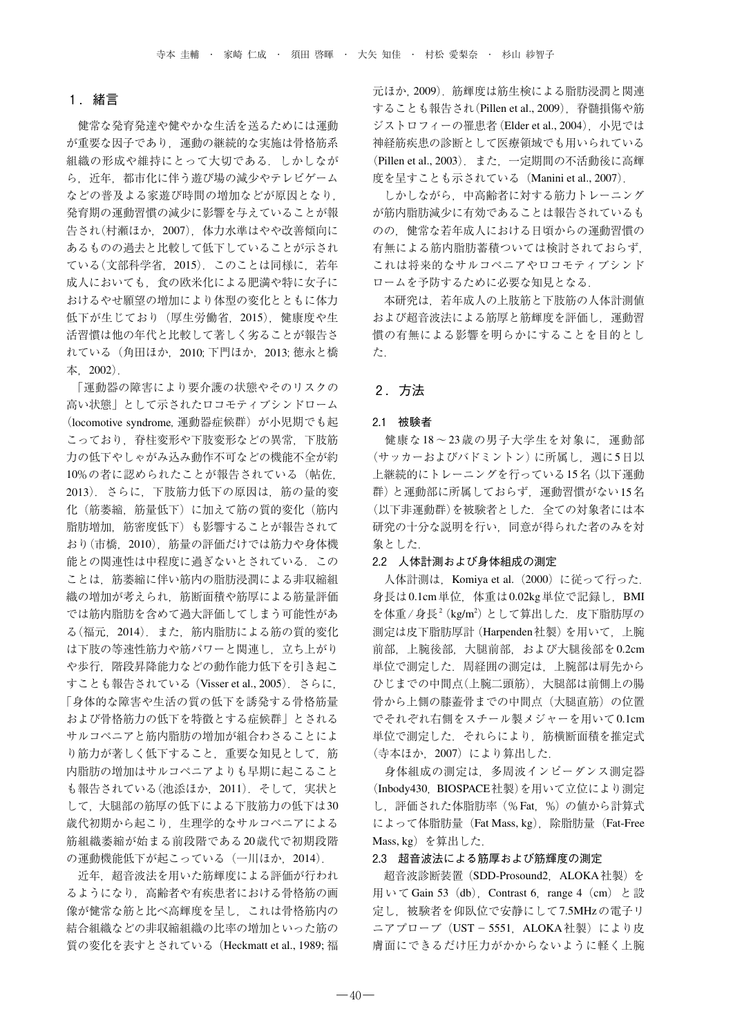## 1．緒言

健常な発育発達や健やかな生活を送るためには運動が重要な因子であり，運動の継続的な実施は骨格筋系組織の形成や維持にとって大切である．しかしながら，近年，都市化に伴う遊び場の減少やテレビゲームなどの普及よる家遊び時間の増加などが原因となり，発育期の運動習慣の減少に影響を与えていることが報告され（村瀬ほか，2007），体力水準はやや改善傾向にあるものの過去と比較して低下していることが示されている（文部科学省，2015）．このことは同様に，若年成人においても，食の欧米化による肥満や特に女子におけるやせ願望の増加により体型の変化とともに体力低下が生じており（厚生労働省，2015），健康度や生活習慣は他の年代と比較して著しく劣ることが報告されている（角田ほか，2010; 下門ほか，2013; 徳永と橋本，2002）．

「運動器の障害により要介護の状態やそのリスクの高い状態」として示されたロコモティブシンドローム（locomotive syndrome, 運動器症候群）が小児期でも起こっており，脊柱変形や下肢変形などの異常，下肢筋力の低下やしゃがみ込み動作不可などの機能不全が約10%の者に認められたことが報告されている（帖佐，2013）．さらに，下肢筋力低下の原因は，筋の量的変化（筋萎縮，筋量低下）に加えて筋の質的変化（筋内脂肪増加，筋密度低下）も影響することが報告されており（市橋，2010），筋量の評価だけでは筋力や身体機能との関連性は中程度に過ぎないとされている．このことは，筋萎縮に伴い筋内の脂肪浸潤による非収縮組織の増加が考えられ，筋断面積や筋厚による筋量評価では筋内脂肪を含めて過大評価してしまう可能性がある（福元，2014）．また，筋内脂肪による筋の質的変化は下肢の等速性筋力や筋パワーと関連し，立ち上がりや歩行，階段昇降能力などの動作能力低下を引き起こすことも報告されている（Visser et al., 2005）．さらに，「身体的な障害や生活の質の低下を誘発する骨格筋量および骨格筋力の低下を特徴とする症候群」とされるサルコペニアと筋内脂肪の増加が組合わさることにより筋力が著しく低下すること，重要な知見として，筋内脂肪の増加はサルコペニアよりも早期に起こることも報告されている（池添ほか，2011）．そして，実状として，大腿部の筋厚の低下による下肢筋力の低下は30歳代初期から起こり，生理学的なサルコペニアによる筋組織萎縮が始まる前段階である20歳代で初期段階の運動機能低下が起こっている（一川ほか，2014）．

近年，超音波法を用いた筋輝度による評価が行われるようになり，高齢者や有疾患者における骨格筋の画像が健常な筋と比べ高輝度を呈し，これは骨格筋内の結合組織などの非収縮組織の比率の増加といった筋の質の変化を表すとされている（Heckmatt et al., 1989; 福元ほか, 2009）．筋輝度は筋生検による脂肪浸潤と関連することも報告され（Pillen et al., 2009），脊髄損傷や筋ジストロフィーの罹患者（Elder et al., 2004），小児では神経筋疾患の診断として医療領域でも用いられている（Pillen et al., 2003）．また，一定期間の不活動後に高輝度を呈することも示されている（Manini et al., 2007）．

しかしながら，中高齢者に対する筋力トレーニングが筋内脂肪減少に有効であることは報告されているものの，健常な若年成人における日頃からの運動習慣の有無による筋内脂肪蓄積ついては検討されておらず，これは将来的なサルコペニアやロコモティブシンドロームを予防するために必要な知見となる．

本研究は，若年成人の上肢筋と下肢筋の人体計測値および超音波法による筋厚と筋輝度を評価し，運動習慣の有無による影響を明らかにすることを目的とした．

## 2．方法

### 2.1 被験者

健康な18～23歳の男子大学生を対象に，運動部（サッカーおよびバドミントン）に所属し，週に5日以上継続的にトレーニングを行っている15名（以下運動群）と運動部に所属しておらず，運動習慣がない15名（以下非運動群）を被験者とした．全ての対象者には本研究の十分な説明を行い，同意が得られた者のみを対象とした．

### 2.2 人体計測および身体組成の測定

人体計測は，Komiya et al.（2000）に従って行った．身長は0.1cm単位，体重は0.02kg単位で記録し，BMIを体重 / 身長$^2$（kg/m$^2$）として算出した．皮下脂肪厚の測定は皮下脂肪厚計（Harpenden社製）を用いて，上腕前部，上腕後部，大腿前部，および大腿後部を0.2cm単位で測定した．周経囲の測定は，上腕部は肩先からひじまでの中間点（上腕二頭筋），大腿部は前側上の腸骨から上側の膝蓋骨までの中間点（大腿直筋）の位置でそれぞれ右側をスチール製メジャーを用いて0.1cm単位で測定した．それらにより，筋横断面積を推定式（寺本ほか，2007）により算出した．

身体組成の測定は，多周波インピーダンス測定器（Inbody430，BIOSPACE社製）を用いて立位により測定し，評価された体脂肪率（% Fat，%）の値から計算式によって体脂肪量（Fat Mass, kg），除脂肪量（Fat-Free Mass, kg）を算出した．

### 2.3 超音波法による筋厚および筋輝度の測定

超音波診断装置（SDD-Prosound2，ALOKA社製）を用いてGain 53（db），Contrast 6，range 4（cm）と設定し，被験者を仰臥位で安静にして7.5MHzの電子リニアプローブ（UST − 5551，ALOKA社製）により皮膚面にできるだけ圧力がかからないように軽く上腕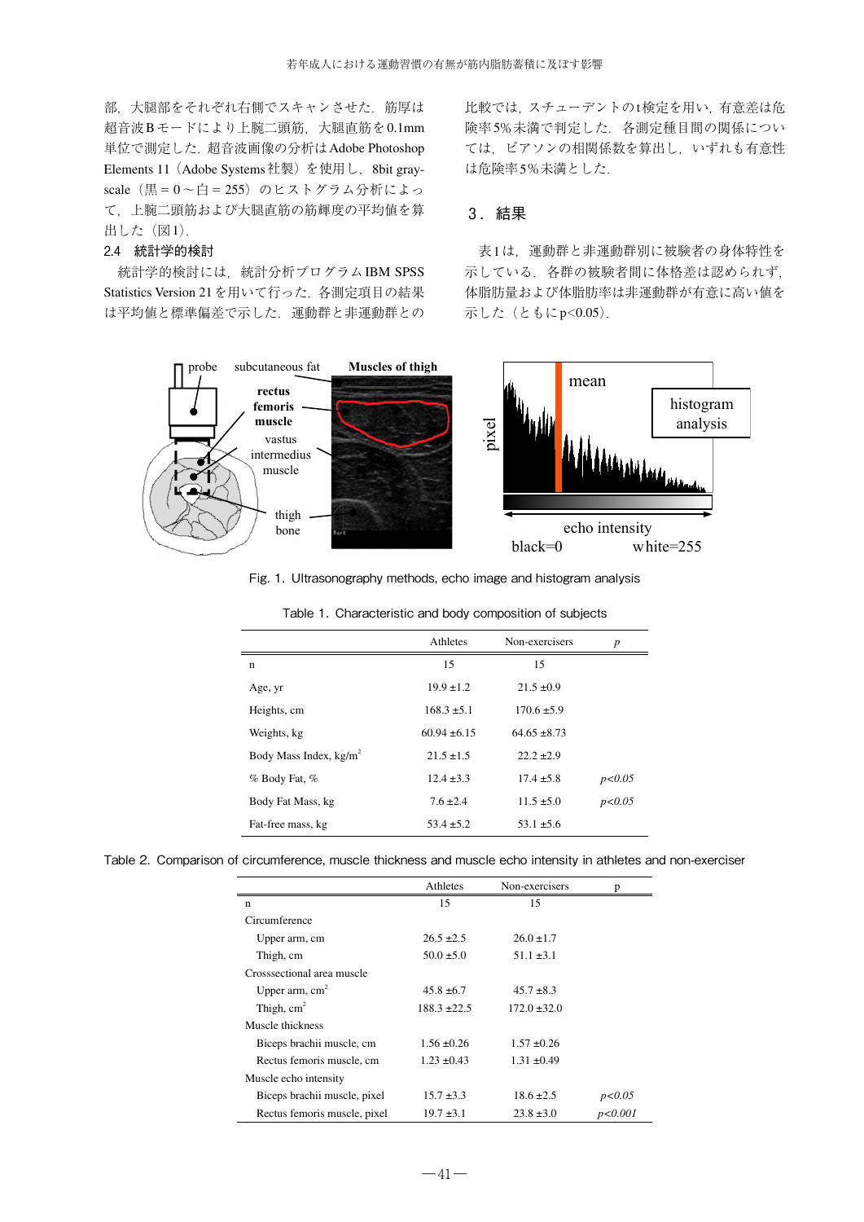部，大腿部をそれぞれ右側でスキャンさせた．筋厚は超音波Bモードにより上腕二頭筋，大腿直筋を0.1mm単位で測定した．超音波画像の分析はAdobe Photoshop Elements 11（Adobe Systems社製）を使用し，8bit gray-scale（黒＝0～白＝255）のヒストグラム分析によって，上腕二頭筋および大腿直筋の筋輝度の平均値を算出した（図1）．

### 2.4　統計学的検討

統計学的検討には，統計分析プログラムIBM SPSS Statistics Version 21を用いて行った．各測定項目の結果は平均値と標準偏差で示した．運動群と非運動群との比較では，スチューデントのt検定を用い，有意差は危険率5%未満で判定した．各測定種目間の関係については，ピアソンの相関係数を算出し，いずれも有意性は危険率5%未満とした．

## 3．結果

表1は，運動群と非運動群別に被験者の身体特性を示している．各群の被験者間に体格差は認められず，体脂肪量および体脂肪率は非運動群が有意に高い値を示した（ともに$p<0.05$）．

Fig. 1. Ultrasonography methods, echo image and histogram analysis

Table 1. Characteristic and body composition of subjects

| | Athletes | Non-exercisers | *p* |
|---|---|---|---|
| n | 15 | 15 | |
| Age, yr | 19.9 ±1.2 | 21.5 ±0.9 | |
| Heights, cm | 168.3 ±5.1 | 170.6 ±5.9 | |
| Weights, kg | 60.94 ±6.15 | 64.65 ±8.73 | |
| Body Mass Index, kg/m$^2$ | 21.5 ±1.5 | 22.2 ±2.9 | |
| % Body Fat, % | 12.4 ±3.3 | 17.4 ±5.8 | *p<0.05* |
| Body Fat Mass, kg | 7.6 ±2.4 | 11.5 ±5.0 | *p<0.05* |
| Fat-free mass, kg | 53.4 ±5.2 | 53.1 ±5.6 | |

Table 2. Comparison of circumference, muscle thickness and muscle echo intensity in athletes and non-exerciser

| | Athletes | Non-exercisers | p |
|---|---|---|---|
| n | 15 | 15 | |
| Circumference | | | |
| Upper arm, cm | 26.5 ±2.5 | 26.0 ±1.7 | |
| Thigh, cm | 50.0 ±5.0 | 51.1 ±3.1 | |
| Crosssectional area muscle | | | |
| Upper arm, cm$^2$ | 45.8 ±6.7 | 45.7 ±8.3 | |
| Thigh, cm$^2$ | 188.3 ±22.5 | 172.0 ±32.0 | |
| Muscle thickness | | | |
| Biceps brachii muscle, cm | 1.56 ±0.26 | 1.57 ±0.26 | |
| Rectus femoris muscle, cm | 1.23 ±0.43 | 1.31 ±0.49 | |
| Muscle echo intensity | | | |
| Biceps brachii muscle, pixel | 15.7 ±3.3 | 18.6 ±2.5 | *p<0.05* |
| Rectus femoris muscle, pixel | 19.7 ±3.1 | 23.8 ±3.0 | *p<0.001* |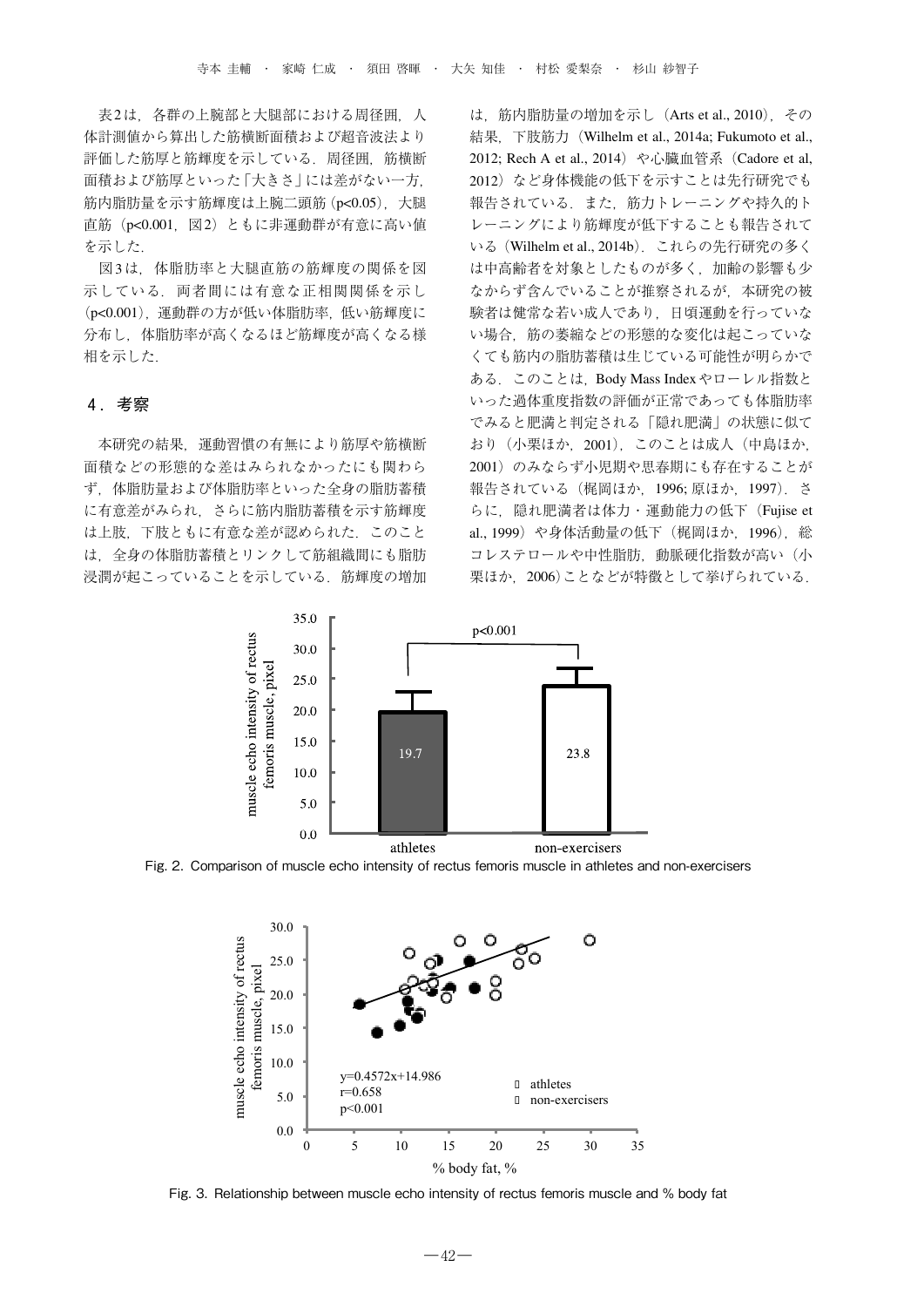表2は，各群の上腕部と大腿部における周径囲，人体計測値から算出した筋横断面積および超音波法より評価した筋厚と筋輝度を示している．周径囲，筋横断面積および筋厚といった「大きさ」には差がない一方，筋内脂肪量を示す筋輝度は上腕二頭筋（$p<0.05$），大腿直筋（$p<0.001$，図2）ともに非運動群が有意に高い値を示した．

図3は，体脂肪率と大腿直筋の筋輝度の関係を図示している．両者間には有意な正相関関係を示し（$p<0.001$），運動群の方が低い体脂肪率，低い筋輝度に分布し，体脂肪率が高くなるほど筋輝度が高くなる様相を示した．

## 4．考察

本研究の結果，運動習慣の有無により筋厚や筋横断面積などの形態的な差はみられなかったにも関わらず，体脂肪量および体脂肪率といった全身の脂肪蓄積に有意差がみられ，さらに筋内脂肪蓄積を示す筋輝度は上肢，下肢ともに有意な差が認められた．このことは，全身の体脂肪蓄積とリンクして筋組織間にも脂肪浸潤が起こっていることを示している．筋輝度の増加は，筋内脂肪量の増加を示し（Arts et al., 2010），その結果，下肢筋力（Wilhelm et al., 2014a; Fukumoto et al., 2012; Rech A et al., 2014）や心臓血管系（Cadore et al, 2012）など身体機能の低下を示すことは先行研究でも報告されている．また，筋力トレーニングや持久的トレーニングにより筋輝度が低下することも報告されている（Wilhelm et al., 2014b）．これらの先行研究の多くは中高齢者を対象としたものが多く，加齢の影響も少なからず含んでいることが推察されるが，本研究の被験者は健常な若い成人であり，日頃運動を行っていない場合，筋の萎縮などの形態的な変化は起こっていなくても筋内の脂肪蓄積は生じている可能性が明らかである．このことは，Body Mass Indexやローレル指数といった過体重度指数の評価が正常であっても体脂肪率でみると肥満と判定される「隠れ肥満」の状態に似ており（小栗ほか，2001），このことは成人（中島ほか，2001）のみならず小児期や思春期にも存在することが報告されている（梶岡ほか，1996; 原ほか，1997）．さらに，隠れ肥満者は体力・運動能力の低下（Fujise et al., 1999）や身体活動量の低下（梶岡ほか，1996），総コレステロールや中性脂肪，動脈硬化指数が高い（小栗ほか，2006）ことなどが特徴として挙げられている．

Fig. 2. Comparison of muscle echo intensity of rectus femoris muscle in athletes and non-exercisers

Fig. 3. Relationship between muscle echo intensity of rectus femoris muscle and % body fat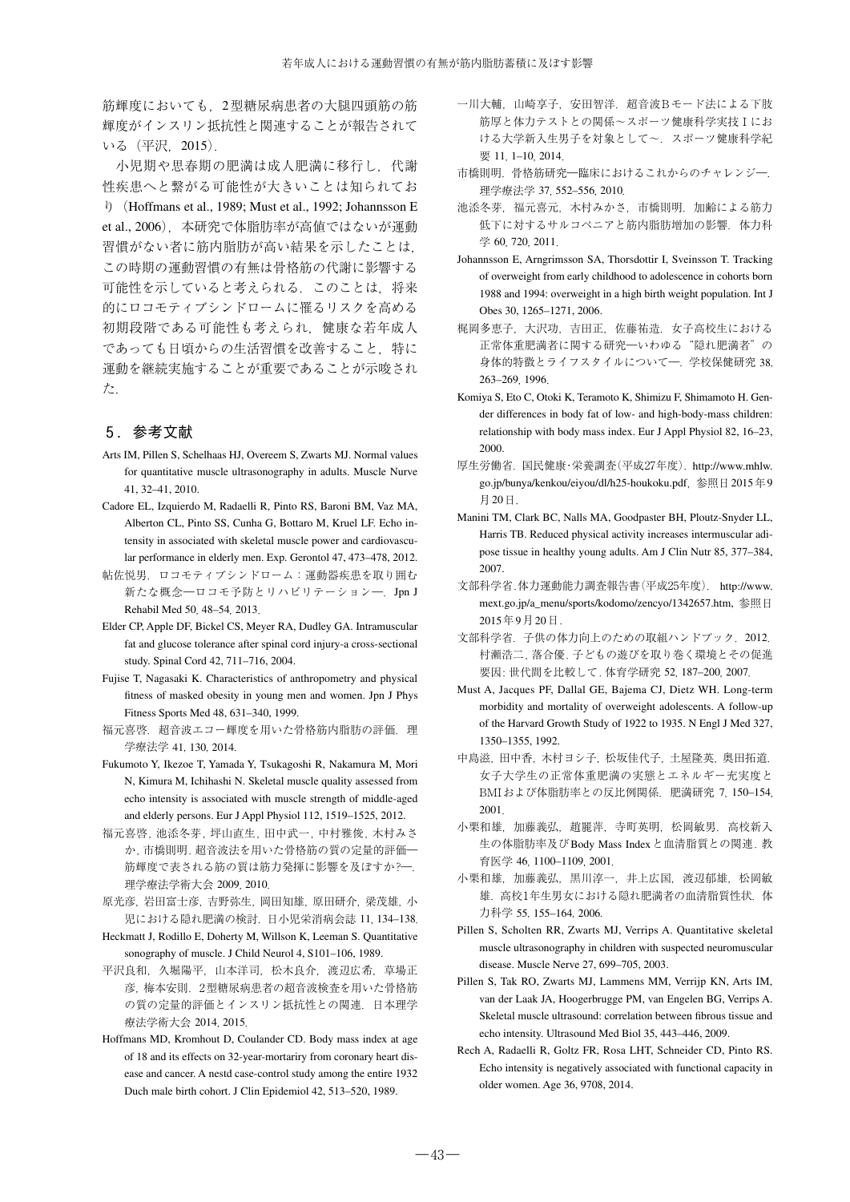筋輝度においても，2型糖尿病患者の大腿四頭筋の筋輝度がインスリン抵抗性と関連することが報告されている（平沢，2015）．

小児期や思春期の肥満は成人肥満に移行し，代謝性疾患へと繋がる可能性が大きいことは知られており（Hoffmans et al., 1989; Must et al., 1992; Johannsson E et al., 2006），本研究で体脂肪率が高値ではないが運動習慣がない者に筋内脂肪が高い結果を示したことは，この時期の運動習慣の有無は骨格筋の代謝に影響する可能性を示していると考えられる．このことは，将来的にロコモティブシンドロームに罹るリスクを高める初期段階である可能性も考えられ，健康な若年成人であっても日頃からの生活習慣を改善すること，特に運動を継続実施することが重要であることが示唆された．

## 5．参考文献

Arts IM, Pillen S, Schelhaas HJ, Overeem S, Zwarts MJ. Normal values for quantitative muscle ultrasonography in adults. Muscle Nurve 41, 32–41, 2010.

Cadore EL, Izquierdo M, Radaelli R, Pinto RS, Baroni BM, Vaz MA, Alberton CL, Pinto SS, Cunha G, Bottaro M, Kruel LF. Echo intensity in associated with skeletal muscle power and cardiovascular performance in elderly men. Exp. Gerontol 47, 473–478, 2012.

帖佐悦男．ロコモティブシンドローム：運動器疾患を取り囲む新たな概念—ロコモ予防とリハビリテーション—．Jpn J Rehabil Med 50, 48–54, 2013.

Elder CP, Apple DF, Bickel CS, Meyer RA, Dudley GA. Intramuscular fat and glucose tolerance after spinal cord injury-a cross-sectional study. Spinal Cord 42, 711–716, 2004.

Fujise T, Nagasaki K. Characteristics of anthropometry and physical fitness of masked obesity in young men and women. Jpn J Phys Fitness Sports Med 48, 631–340, 1999.

福元喜啓．超音波エコー輝度を用いた骨格筋内脂肪の評価．理学療法学 41, 130, 2014.

Fukumoto Y, Ikezoe T, Yamada Y, Tsukagoshi R, Nakamura M, Mori N, Kimura M, Ichihashi N. Skeletal muscle quality assessed from echo intensity is associated with muscle strength of middle-aged and elderly persons. Eur J Appl Physiol 112, 1519–1525, 2012.

福元喜啓，池添冬芽，坪山直生，田中武一，中村雅俊，木村みさか，市橋則明．超音波法を用いた骨格筋の質の定量的評価—筋輝度で表される筋の質は筋力発揮に影響を及ぼすか?—．理学療法学術大会 2009, 2010.

原光彦，岩田富士彦，吉野弥生，岡田知雄，原田研介，梁茂雄，小児における隠れ肥満の検討．日小児栄消病会誌 11, 134–138.

Heckmatt J, Rodillo E, Doherty M, Willson K, Leeman S. Quantitative sonography of muscle. J Child Neurol 4, S101–106, 1989.

平沢良和，久堀陽平，山本洋司，松木良介，渡辺広希，草場正彦，梅本安則．2型糖尿病患者の超音波検査を用いた骨格筋の質の定量的評価とインスリン抵抗性との関連．日本理学療法学術大会 2014, 2015.

Hoffmans MD, Kromhout D, Coulander CD. Body mass index at age of 18 and its effects on 32-year-mortariry from coronary heart disease and cancer. A nestd case-control study among the entire 1932 Duch male birth cohort. J Clin Epidemiol 42, 513–520, 1989.

一川大輔，山崎享子，安田智洋．超音波Bモード法による下肢筋厚と体力テストとの関係〜スポーツ健康科学実技Ⅰにおける大学新入生男子を対象として〜．スポーツ健康科学紀要 11, 1–10, 2014.

市橋則明．骨格筋研究—臨床におけるこれからのチャレンジ—．理学療法学 37, 552–556, 2010.

池添冬芽，福元喜元，木村みかさ，市橋則明．加齢による筋力低下に対するサルコペニアと筋内脂肪増加の影響．体力科学 60, 720, 2011.

Johannsson E, Arngrimsson SA, Thorsdottir I, Sveinsson T. Tracking of overweight from early childhood to adolescence in cohorts born 1988 and 1994: overweight in a high birth weight population. Int J Obes 30, 1265–1271, 2006.

梶岡多恵子，大沢功，吉田正，佐藤祐造．女子高校生における正常体重肥満者に関する研究—いわゆる“隠れ肥満者”の身体的特徴とライフスタイルについて—．学校保健研究 38, 263–269, 1996.

Komiya S, Eto C, Otoki K, Teramoto K, Shimizu F, Shimamoto H. Gender differences in body fat of low- and high-body-mass children: relationship with body mass index. Eur J Appl Physiol 82, 16–23, 2000.

厚生労働省．国民健康・栄養調査（平成27年度）．http://www.mhlw.go.jp/bunya/kenkou/eiyou/dl/h25-houkoku.pdf，参照日 2015年9月20日．

Manini TM, Clark BC, Nalls MA, Goodpaster BH, Ploutz-Snyder LL, Harris TB. Reduced physical activity increases intermuscular adipose tissue in healthy young adults. Am J Clin Nutr 85, 377–384, 2007.

文部科学省.体力運動能力調査報告書（平成25年度）．http://www.mext.go.jp/a_menu/sports/kodomo/zencyo/1342657.htm，参照日 2015年9月20日．

文部科学省．子供の体力向上のための取組ハンドブック．2012.

村瀬浩二，落合優．子どもの遊びを取り巻く環境とその促進要因: 世代間を比較して．体育学研究 52, 187–200, 2007.

Must A, Jacques PF, Dallal GE, Bajema CJ, Dietz WH. Long-term morbidity and mortality of overweight adolescents. A follow-up of the Harvard Growth Study of 1922 to 1935. N Engl J Med 327, 1350–1355, 1992.

中島滋，田中香，木村ヨシ子，松坂佳代子，土屋隆英，奥田拓道．女子大学生の正常体重肥満の実態とエネルギー充実度とBMIおよび体脂肪率との反比例関係．肥満研究 7, 150–154, 2001.

小栗和雄，加藤義弘，趙麗萍，寺町英明，松岡敏男．高校新入生の体脂肪率及びBody Mass Indexと血清脂質との関連．教育医学 46, 1100–1109, 2001.

小栗和雄，加藤義弘，黒川淳一，井上広国，渡辺郁雄，松岡敏雄．高校1年生男女における隠れ肥満者の血清脂質性状．体力科学 55, 155–164, 2006.

Pillen S, Scholten RR, Zwarts MJ, Verrips A. Quantitative skeletal muscle ultrasonography in children with suspected neuromuscular disease. Muscle Nerve 27, 699–705, 2003.

Pillen S, Tak RO, Zwarts MJ, Lammens MM, Verrijp KN, Arts IM, van der Laak JA, Hoogerbrugge PM, van Engelen BG, Verrips A. Skeletal muscle ultrasound: correlation between fibrous tissue and echo intensity. Ultrasound Med Biol 35, 443–446, 2009.

Rech A, Radaelli R, Goltz FR, Rosa LHT, Schneider CD, Pinto RS. Echo intensity is negatively associated with functional capacity in older women. Age 36, 9708, 2014.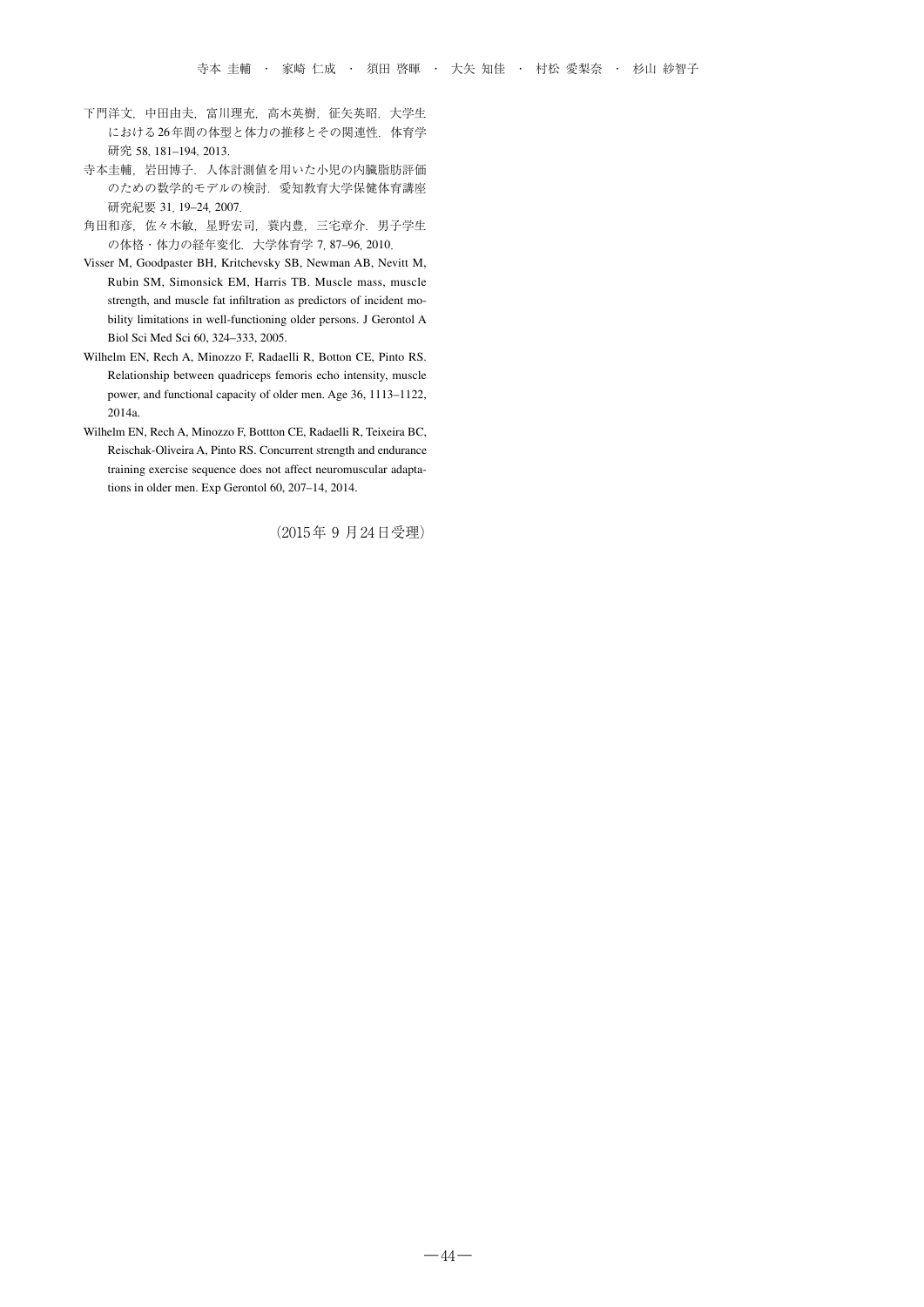下門洋文，中田由夫，富川理充，高木英樹，征矢英昭．大学生における26年間の体型と体力の推移とその関連性．体育学研究 58, 181–194, 2013.

寺本圭輔，岩田博子．人体計測値を用いた小児の内臓脂肪評価のための数学的モデルの検討．愛知教育大学保健体育講座研究紀要 31, 19–24, 2007.

角田和彦，佐々木敏，星野宏司，嚢内豊，三宅章介．男子学生の体格・体力の経年変化．大学体育学 7, 87–96, 2010.

Visser M, Goodpaster BH, Kritchevsky SB, Newman AB, Nevitt M, Rubin SM, Simonsick EM, Harris TB. Muscle mass, muscle strength, and muscle fat infiltration as predictors of incident mobility limitations in well-functioning older persons. J Gerontol A Biol Sci Med Sci 60, 324–333, 2005.

Wilhelm EN, Rech A, Minozzo F, Radaelli R, Botton CE, Pinto RS. Relationship between quadriceps femoris echo intensity, muscle power, and functional capacity of older men. Age 36, 1113–1122, 2014a.

Wilhelm EN, Rech A, Minozzo F, Bottton CE, Radaelli R, Teixeira BC, Reischak-Oliveira A, Pinto RS. Concurrent strength and endurance training exercise sequence does not affect neuromuscular adaptations in older men. Exp Gerontol 60, 207–14, 2014.

（2015年 9 月24日受理）